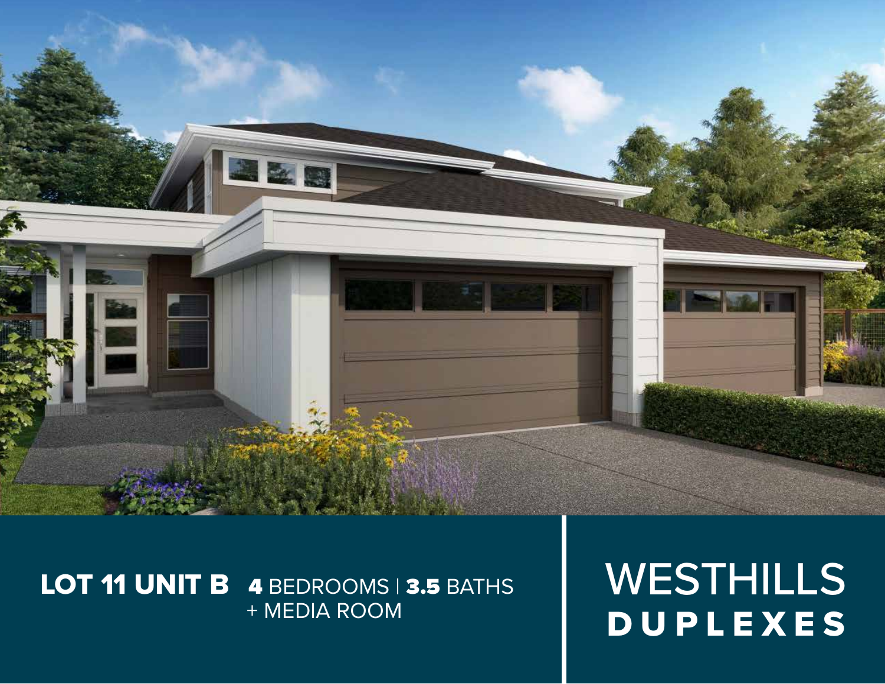**LOT 11 UNIT B** **4** BEDROOMS | **3.5** BATHS
+ MEDIA ROOM

# WESTHILLS
## DUPLEXES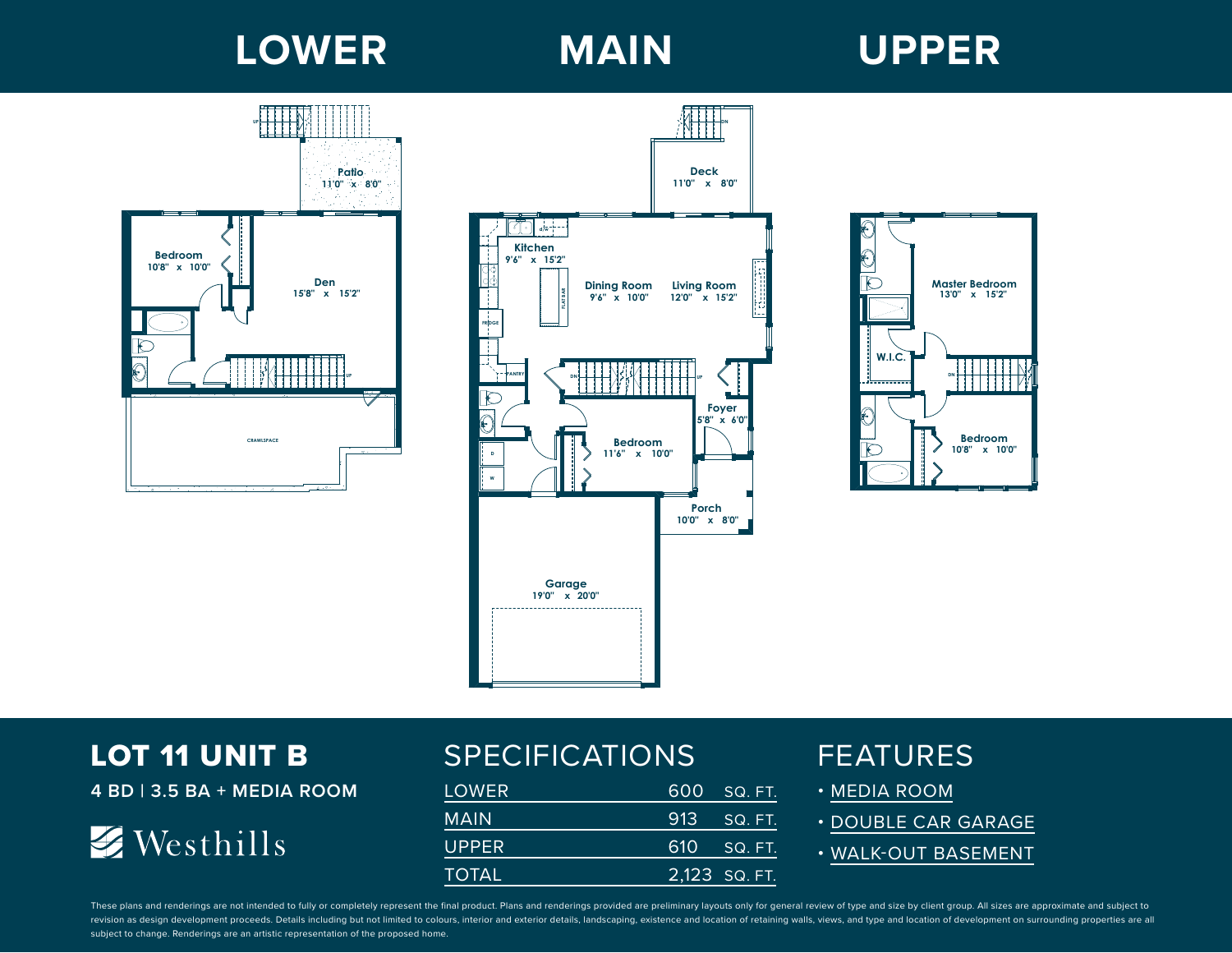# LOWER

# MAIN

# UPPER

Patio
11'0" x 8'0"

Bedroom
10'8" x 10'0"

Den
15'8" x 15'2"

CRAWLSPACE

Deck
11'0" x 8'0"

Kitchen
9'6" x 15'2"

Dining Room
9'6" x 10'0"

Living Room
12'0" x 15'2"

FRIDGE

PANTRY

Foyer
5'8" x 6'0"

Bedroom
11'6" x 10'0"

D

W

Porch
10'0" x 8'0"

Garage
19'0" x 20'0"

Master Bedroom
13'0" x 15'2"

W.I.C.

Bedroom
10'8" x 10'0"

## LOT 11 UNIT B

**4 BD | 3.5 BA + MEDIA ROOM**

Westhills

## SPECIFICATIONS

| | | |
|---|---|---|
| LOWER | 600 | SQ. FT. |
| MAIN | 913 | SQ. FT. |
| UPPER | 610 | SQ. FT. |
| TOTAL | 2,123 | SQ. FT. |

## FEATURES

- MEDIA ROOM
- DOUBLE CAR GARAGE
- WALK-OUT BASEMENT

These plans and renderings are not intended to fully or completely represent the final product. Plans and renderings provided are preliminary layouts only for general review of type and size by client group. All sizes are approximate and subject to revision as design development proceeds. Details including but not limited to colours, interior and exterior details, landscaping, existence and location of retaining walls, views, and type and location of development on surrounding properties are all subject to change. Renderings are an artistic representation of the proposed home.